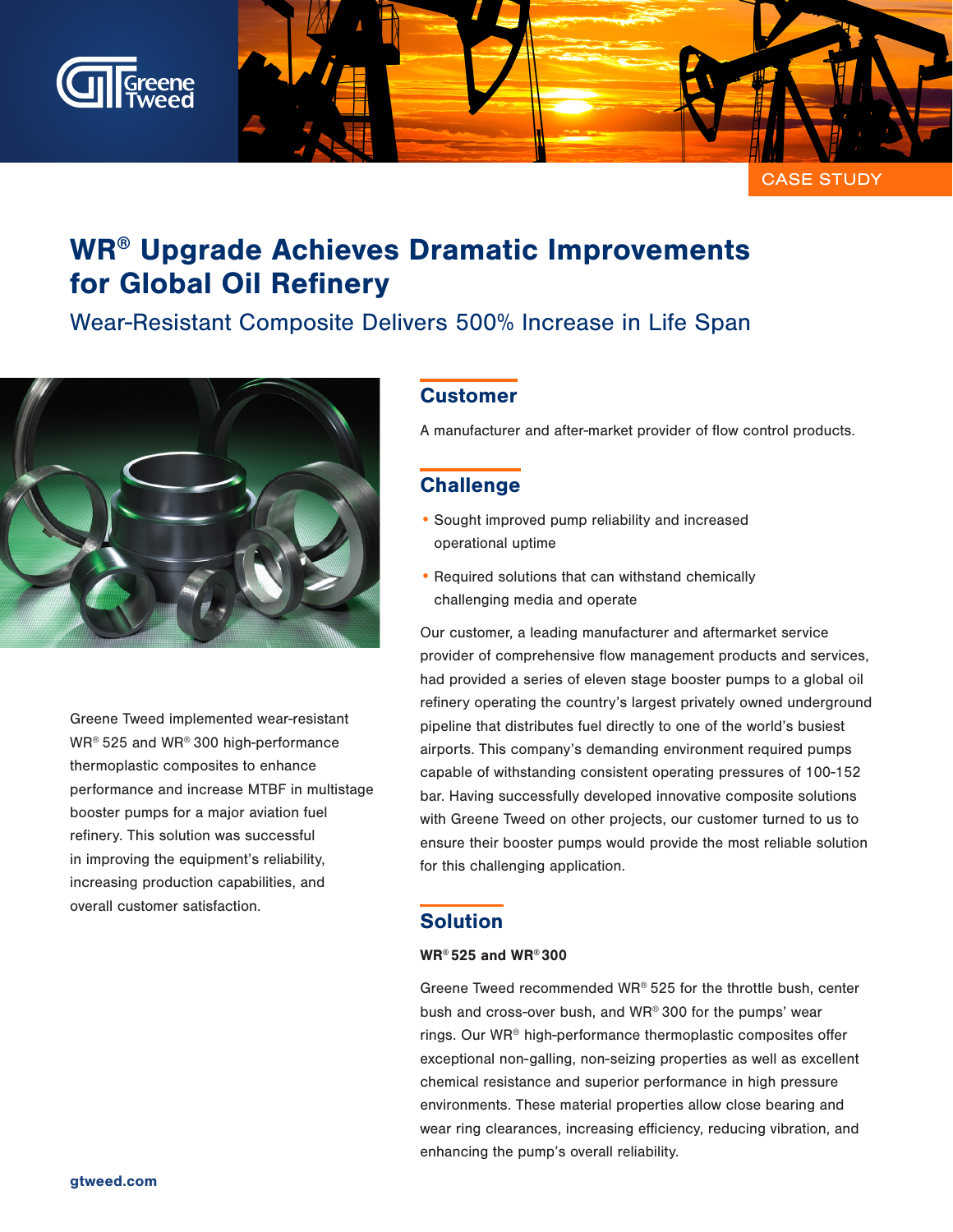CASE STUDY

# WR® Upgrade Achieves Dramatic Improvements for Global Oil Refinery

## Wear-Resistant Composite Delivers 500% Increase in Life Span

Greene Tweed implemented wear-resistant WR® 525 and WR® 300 high-performance thermoplastic composites to enhance performance and increase MTBF in multistage booster pumps for a major aviation fuel refinery. This solution was successful in improving the equipment's reliability, increasing production capabilities, and overall customer satisfaction.

## Customer

A manufacturer and after-market provider of flow control products.

## Challenge

- Sought improved pump reliability and increased operational uptime
- Required solutions that can withstand chemically challenging media and operate

Our customer, a leading manufacturer and aftermarket service provider of comprehensive flow management products and services, had provided a series of eleven stage booster pumps to a global oil refinery operating the country's largest privately owned underground pipeline that distributes fuel directly to one of the world's busiest airports. This company's demanding environment required pumps capable of withstanding consistent operating pressures of 100-152 bar. Having successfully developed innovative composite solutions with Greene Tweed on other projects, our customer turned to us to ensure their booster pumps would provide the most reliable solution for this challenging application.

## Solution

**WR® 525 and WR® 300**

Greene Tweed recommended WR® 525 for the throttle bush, center bush and cross-over bush, and WR® 300 for the pumps' wear rings. Our WR® high-performance thermoplastic composites offer exceptional non-galling, non-seizing properties as well as excellent chemical resistance and superior performance in high pressure environments. These material properties allow close bearing and wear ring clearances, increasing efficiency, reducing vibration, and enhancing the pump's overall reliability.

gtweed.com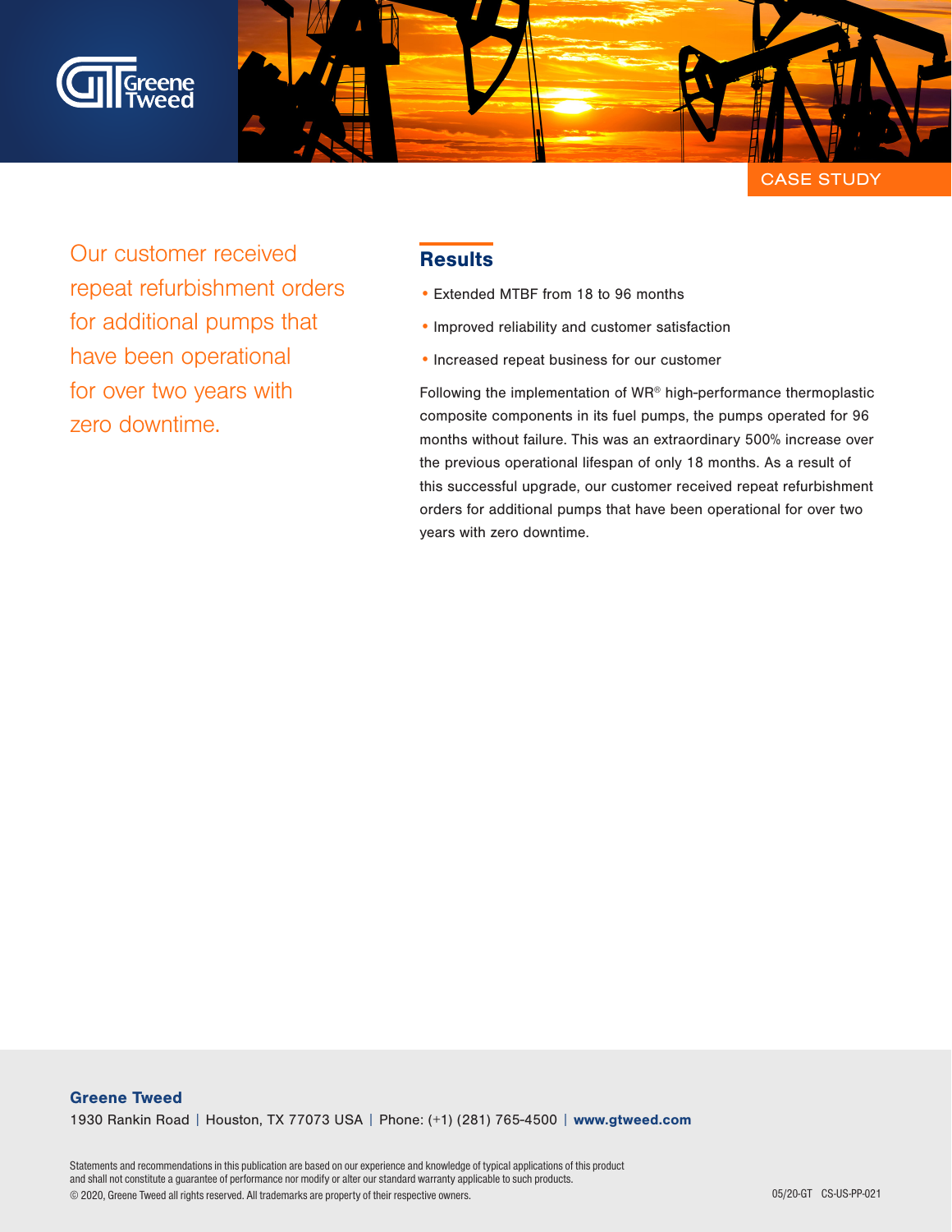CASE STUDY

Our customer received repeat refurbishment orders for additional pumps that have been operational for over two years with zero downtime.

## Results

- Extended MTBF from 18 to 96 months
- Improved reliability and customer satisfaction
- Increased repeat business for our customer

Following the implementation of WR® high-performance thermoplastic composite components in its fuel pumps, the pumps operated for 96 months without failure. This was an extraordinary 500% increase over the previous operational lifespan of only 18 months. As a result of this successful upgrade, our customer received repeat refurbishment orders for additional pumps that have been operational for over two years with zero downtime.

**Greene Tweed**

1930 Rankin Road | Houston, TX 77073 USA | Phone: (+1) (281) 765-4500 | **www.gtweed.com**

Statements and recommendations in this publication are based on our experience and knowledge of typical applications of this product and shall not constitute a guarantee of performance nor modify or alter our standard warranty applicable to such products.
© 2020, Greene Tweed all rights reserved. All trademarks are property of their respective owners.

05/20-GT CS-US-PP-021